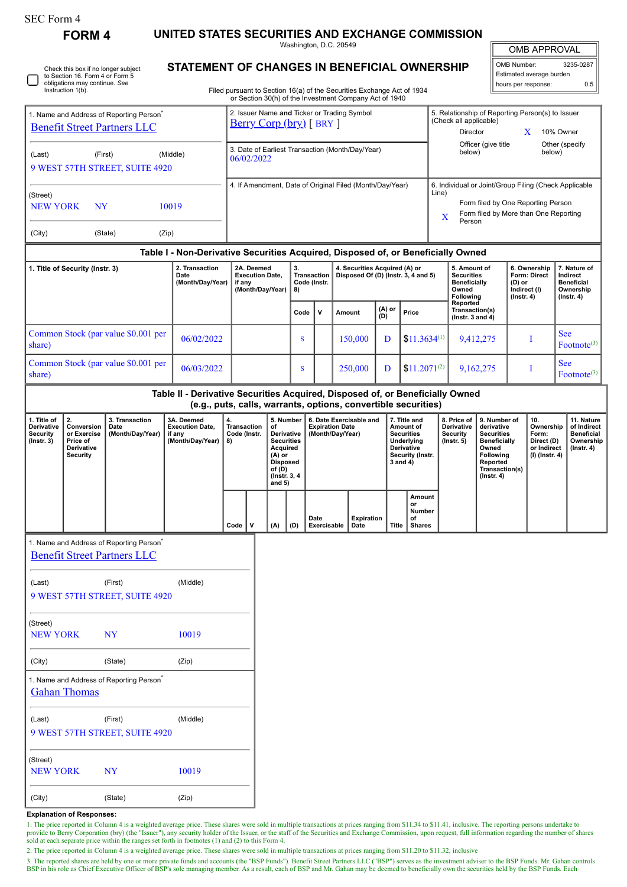SEC Form 4

# FORM 4

## UNITED STATES SECURITIES AND EXCHANGE COMMISSION

Washington, D.C. 20549

## STATEMENT OF CHANGES IN BENEFICIAL OWNERSHIP

Filed pursuant to Section 16(a) of the Securities Exchange Act of 1934 or Section 30(h) of the Investment Company Act of 1940

| OMB APPROVAL | |
|---|---|
| OMB Number: | 3235-0287 |
| Estimated average burden | |
| hours per response: | 0.5 |

☐ Check this box if no longer subject to Section 16. Form 4 or Form 5 obligations may continue. *See* Instruction 1(b).

| 1. Name and Address of Reporting Person* | 2. Issuer Name **and** Ticker or Trading Symbol | 5. Relationship of Reporting Person(s) to Issuer (Check all applicable) |
|---|---|---|
| Benefit Street Partners LLC | Berry Corp (bry) [ BRY ] | Director: ; 10% Owner: X; Officer (give title below): ; Other (specify below): |
| (Last) (First) (Middle) 9 WEST 57TH STREET, SUITE 4920 | 3. Date of Earliest Transaction (Month/Day/Year) 06/02/2022 | |
| (Street) NEW YORK NY 10019 | 4. If Amendment, Date of Original Filed (Month/Day/Year) | 6. Individual or Joint/Group Filing (Check Applicable Line): Form filed by One Reporting Person; X Form filed by More than One Reporting Person |
| (City) (State) (Zip) | | |

### Table I - Non-Derivative Securities Acquired, Disposed of, or Beneficially Owned

| 1. Title of Security (Instr. 3) | 2. Transaction Date (Month/Day/Year) | 2A. Deemed Execution Date, if any (Month/Day/Year) | 3. Transaction Code (Instr. 8) | | 4. Securities Acquired (A) or Disposed Of (D) (Instr. 3, 4 and 5) | | | 5. Amount of Securities Beneficially Owned Following Reported Transaction(s) (Instr. 3 and 4) | 6. Ownership Form: Direct (D) or Indirect (I) (Instr. 4) | 7. Nature of Indirect Beneficial Ownership (Instr. 4) |
|---|---|---|---|---|---|---|---|---|---|---|
| | | | Code | V | Amount | (A) or (D) | Price | | | |
| Common Stock (par value $0.001 per share) | 06/02/2022 | | S | | 150,000 | D | $11.3634[1] | 9,412,275 | I | See Footnote[3] |
| Common Stock (par value $0.001 per share) | 06/03/2022 | | S | | 250,000 | D | $11.2071[2] | 9,162,275 | I | See Footnote[3] |

### Table II - Derivative Securities Acquired, Disposed of, or Beneficially Owned (e.g., puts, calls, warrants, options, convertible securities)

| 1. Title of Derivative Security (Instr. 3) | 2. Conversion or Exercise Price of Derivative Security | 3. Transaction Date (Month/Day/Year) | 3A. Deemed Execution Date, if any (Month/Day/Year) | 4. Transaction Code (Instr. 8) | | 5. Number of Derivative Securities Acquired (A) or Disposed of (D) (Instr. 3, 4 and 5) | | 6. Date Exercisable and Expiration Date (Month/Day/Year) | | 7. Title and Amount of Securities Underlying Derivative Security (Instr. 3 and 4) | | 8. Price of Derivative Security (Instr. 5) | 9. Number of derivative Securities Beneficially Owned Following Reported Transaction(s) (Instr. 4) | 10. Ownership Form: Direct (D) or Indirect (I) (Instr. 4) | 11. Nature of Indirect Beneficial Ownership (Instr. 4) |
|---|---|---|---|---|---|---|---|---|---|---|---|---|---|---|---|
| | | | | Code | V | (A) | (D) | Date Exercisable | Expiration Date | Title | Amount or Number of Shares | | | | |

1. Name and Address of Reporting Person*

Benefit Street Partners LLC

(Last) (First) (Middle)

9 WEST 57TH STREET, SUITE 4920

(Street)

NEW YORK NY 10019

(City) (State) (Zip)

1. Name and Address of Reporting Person*

Gahan Thomas

(Last) (First) (Middle)

9 WEST 57TH STREET, SUITE 4920

(Street)

NEW YORK NY 10019

(City) (State) (Zip)

**Explanation of Responses:**

1. The price reported in Column 4 is a weighted average price. These shares were sold in multiple transactions at prices ranging from $11.34 to $11.41, inclusive. The reporting persons undertake to provide to Berry Corporation (bry) (the "Issuer"), any security holder of the Issuer, or the staff of the Securities and Exchange Commission, upon request, full information regarding the number of shares sold at each separate price within the ranges set forth in footnotes (1) and (2) to this Form 4.

2. The price reported in Column 4 is a weighted average price. These shares were sold in multiple transactions at prices ranging from $11.20 to $11.32, inclusive

3. The reported shares are held by one or more private funds and accounts (the "BSP Funds"). Benefit Street Partners LLC ("BSP") serves as the investment adviser to the BSP Funds. Mr. Gahan controls BSP in his role as Chief Executive Officer of BSP's sole managing member. As a result, each of BSP and Mr. Gahan may be deemed to beneficially own the securities held by the BSP Funds. Each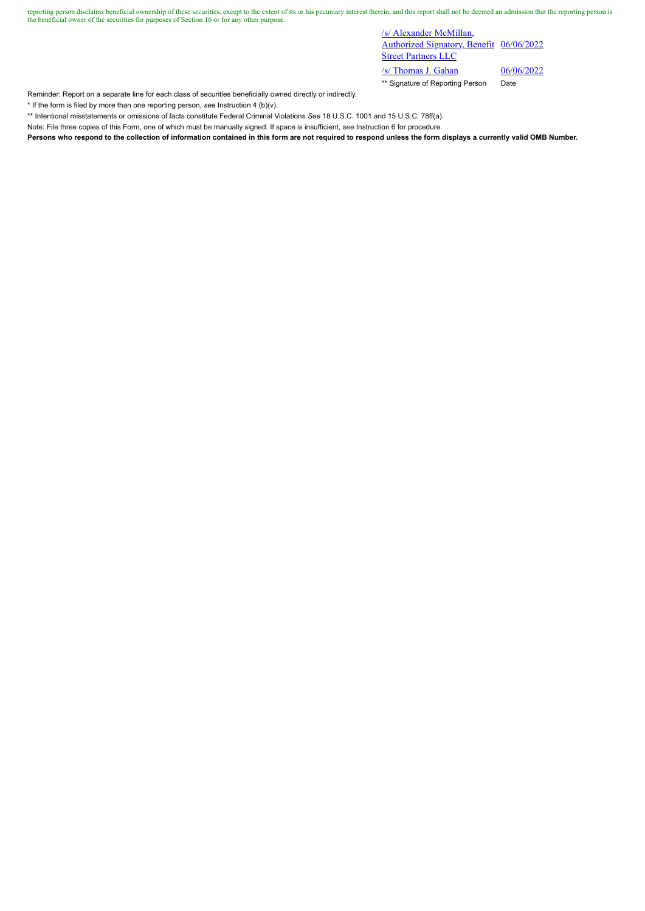reporting person disclaims beneficial ownership of these securities, except to the extent of its or his pecuniary interest therein, and this report shall not be deemed an admission that the reporting person is the beneficial owner of the securities for purposes of Section 16 or for any other purpose.

| | |
|---|---|
| /s/ Alexander McMillan, Authorized Signatory, Benefit Street Partners LLC | 06/06/2022 |
| /s/ Thomas J. Gahan | 06/06/2022 |
| ** Signature of Reporting Person | Date |

Reminder: Report on a separate line for each class of securities beneficially owned directly or indirectly.

* If the form is filed by more than one reporting person, *see* Instruction 4 (b)(v).

** Intentional misstatements or omissions of facts constitute Federal Criminal Violations *See* 18 U.S.C. 1001 and 15 U.S.C. 78ff(a).

Note: File three copies of this Form, one of which must be manually signed. If space is insufficient, *see* Instruction 6 for procedure.

**Persons who respond to the collection of information contained in this form are not required to respond unless the form displays a currently valid OMB Number.**